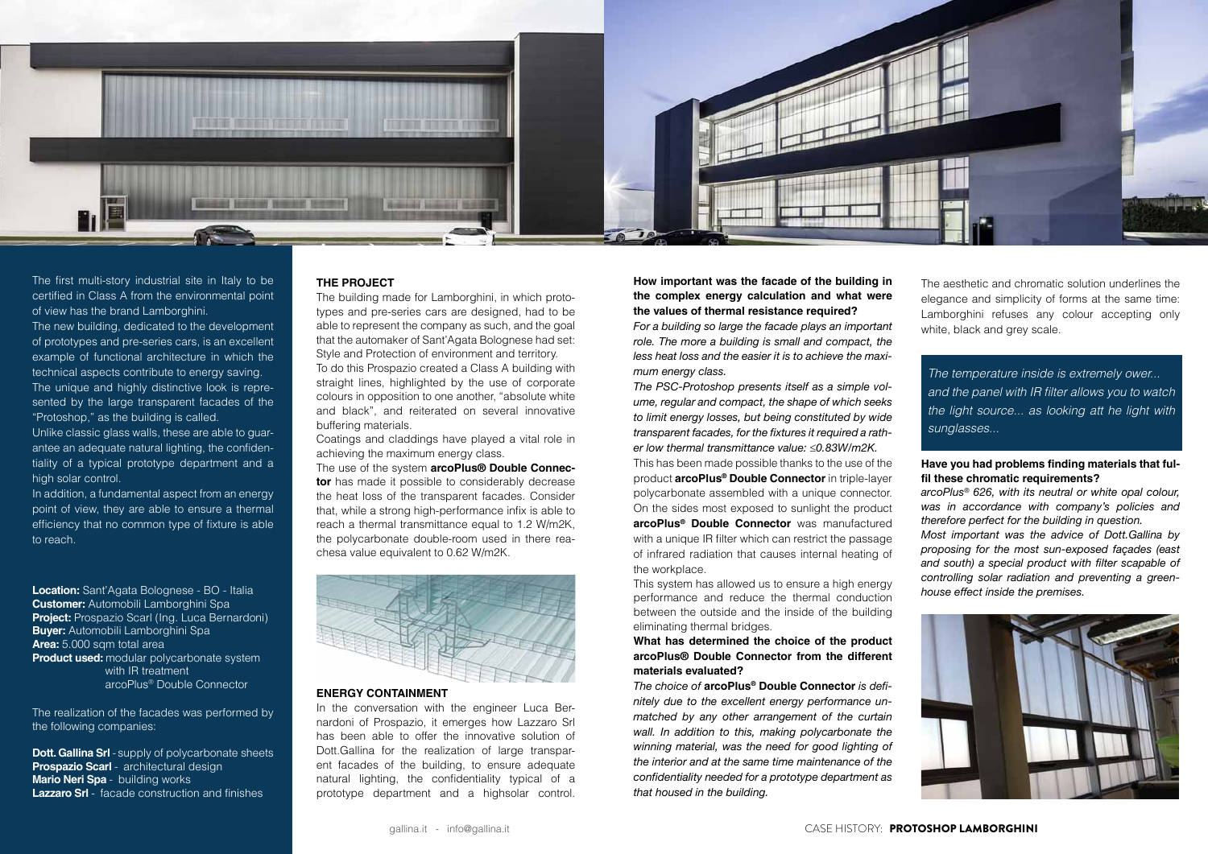The first multi-story industrial site in Italy to be certified in Class A from the environmental point of view has the brand Lamborghini.

The new building, dedicated to the development of prototypes and pre-series cars, is an excellent example of functional architecture in which the technical aspects contribute to energy saving.

The unique and highly distinctive look is represented by the large transparent facades of the "Protoshop," as the building is called.

Unlike classic glass walls, these are able to guarantee an adequate natural lighting, the confidentiality of a typical prototype department and a high solar control.

In addition, a fundamental aspect from an energy point of view, they are able to ensure a thermal efficiency that no common type of fixture is able to reach.

**Location:** Sant'Agata Bolognese - BO - Italia
**Customer:** Automobili Lamborghini Spa
**Project:** Prospazio Scarl (Ing. Luca Bernardoni)
**Buyer:** Automobili Lamborghini Spa
**Area:** 5.000 sqm total area
**Product used:** modular polycarbonate system with IR treatment arcoPlus® Double Connector

The realization of the facades was performed by the following companies:

**Dott. Gallina Srl** - supply of polycarbonate sheets
**Prospazio Scarl** - architectural design
**Mario Neri Spa** - building works
**Lazzaro Srl** - facade construction and finishes

## THE PROJECT

The building made for Lamborghini, in which prototypes and pre-series cars are designed, had to be able to represent the company as such, and the goal that the automaker of Sant'Agata Bolognese had set: Style and Protection of environment and territory.

To do this Prospazio created a Class A building with straight lines, highlighted by the use of corporate colours in opposition to one another, "absolute white and black", and reiterated on several innovative buffering materials.

Coatings and claddings have played a vital role in achieving the maximum energy class.

The use of the system **arcoPlus® Double Connector** has made it possible to considerably decrease the heat loss of the transparent facades. Consider that, while a strong high-performance infix is able to reach a thermal transmittance equal to 1.2 W/m2K, the polycarbonate double-room used in there reachesa value equivalent to 0.62 W/m2K.

## ENERGY CONTAINMENT

In the conversation with the engineer Luca Bernardoni of Prospazio, it emerges how Lazzaro Srl has been able to offer the innovative solution of Dott.Gallina for the realization of large transparent facades of the building, to ensure adequate natural lighting, the confidentiality typical of a prototype department and a highsolar control.

**How important was the facade of the building in the complex energy calculation and what were the values of thermal resistance required?**

*For a building so large the facade plays an important role. The more a building is small and compact, the less heat loss and the easier it is to achieve the maximum energy class.*

*The PSC-Protoshop presents itself as a simple volume, regular and compact, the shape of which seeks to limit energy losses, but being constituted by wide transparent facades, for the fixtures it required a rather low thermal transmittance value: ≤0.83W/m2K.*

This has been made possible thanks to the use of the product **arcoPlus® Double Connector** in triple-layer polycarbonate assembled with a unique connector. On the sides most exposed to sunlight the product **arcoPlus® Double Connector** was manufactured with a unique IR filter which can restrict the passage of infrared radiation that causes internal heating of the workplace.

This system has allowed us to ensure a high energy performance and reduce the thermal conduction between the outside and the inside of the building eliminating thermal bridges.

**What has determined the choice of the product arcoPlus® Double Connector from the different materials evaluated?**

*The choice of* **arcoPlus® Double Connector** *is definitely due to the excellent energy performance unmatched by any other arrangement of the curtain wall. In addition to this, making polycarbonate the winning material, was the need for good lighting of the interior and at the same time maintenance of the confidentiality needed for a prototype department as that housed in the building.*

The aesthetic and chromatic solution underlines the elegance and simplicity of forms at the same time: Lamborghini refuses any colour accepting only white, black and grey scale.

> *The temperature inside is extremely ower... and the panel with IR filter allows you to watch the light source... as looking att he light with sunglasses...*

**Have you had problems finding materials that fulfil these chromatic requirements?**

*arcoPlus® 626, with its neutral or white opal colour, was in accordance with company's policies and therefore perfect for the building in question.*

*Most important was the advice of Dott.Gallina by proposing for the most sun-exposed façades (east and south) a special product with filter scapable of controlling solar radiation and preventing a greenhouse effect inside the premises.*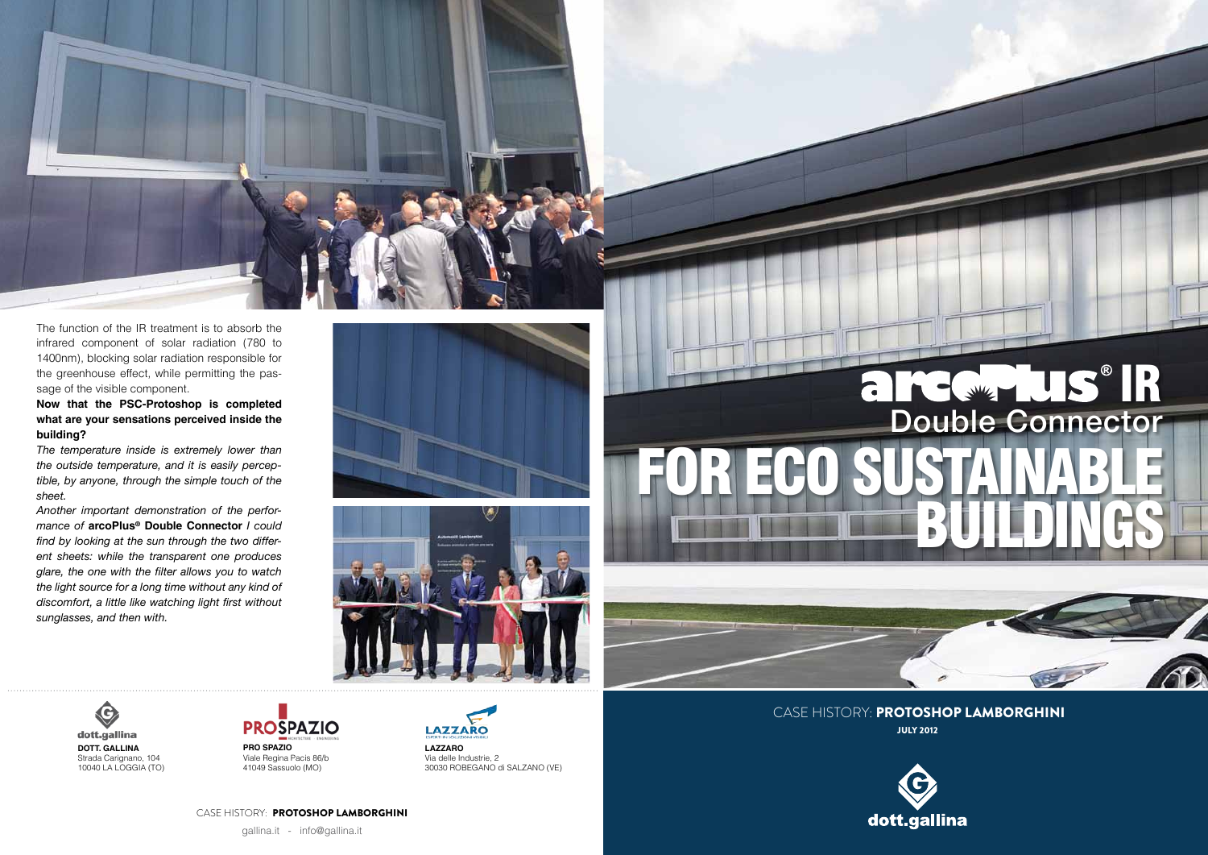The function of the IR treatment is to absorb the infrared component of solar radiation (780 to 1400nm), blocking solar radiation responsible for the greenhouse effect, while permitting the passage of the visible component.

**Now that the PSC-Protoshop is completed what are your sensations perceived inside the building?**

*The temperature inside is extremely lower than the outside temperature, and it is easily perceptible, by anyone, through the simple touch of the sheet.*

*Another important demonstration of the performance of* **arcoPlus® Double Connector** *I could find by looking at the sun through the two different sheets: while the transparent one produces glare, the one with the filter allows you to watch the light source for a long time without any kind of discomfort, a little like watching light first without sunglasses, and then with.*

**DOTT. GALLINA**
Strada Carignano, 104
10040 LA LOGGIA (TO)

**PRO SPAZIO**
Viale Regina Pacis 86/b
41049 Sassuolo (MO)

**LAZZARO**
Via delle Industrie, 2
30030 ROBEGANO di SALZANO (VE)

CASE HISTORY: **PROTOSHOP LAMBORGHINI**

gallina.it - info@gallina.it

# arcoPlus® IR
## Double Connector
# FOR ECO SUSTAINABLE BUILDINGS

CASE HISTORY: **PROTOSHOP LAMBORGHINI**

**JULY 2012**

dott.gallina